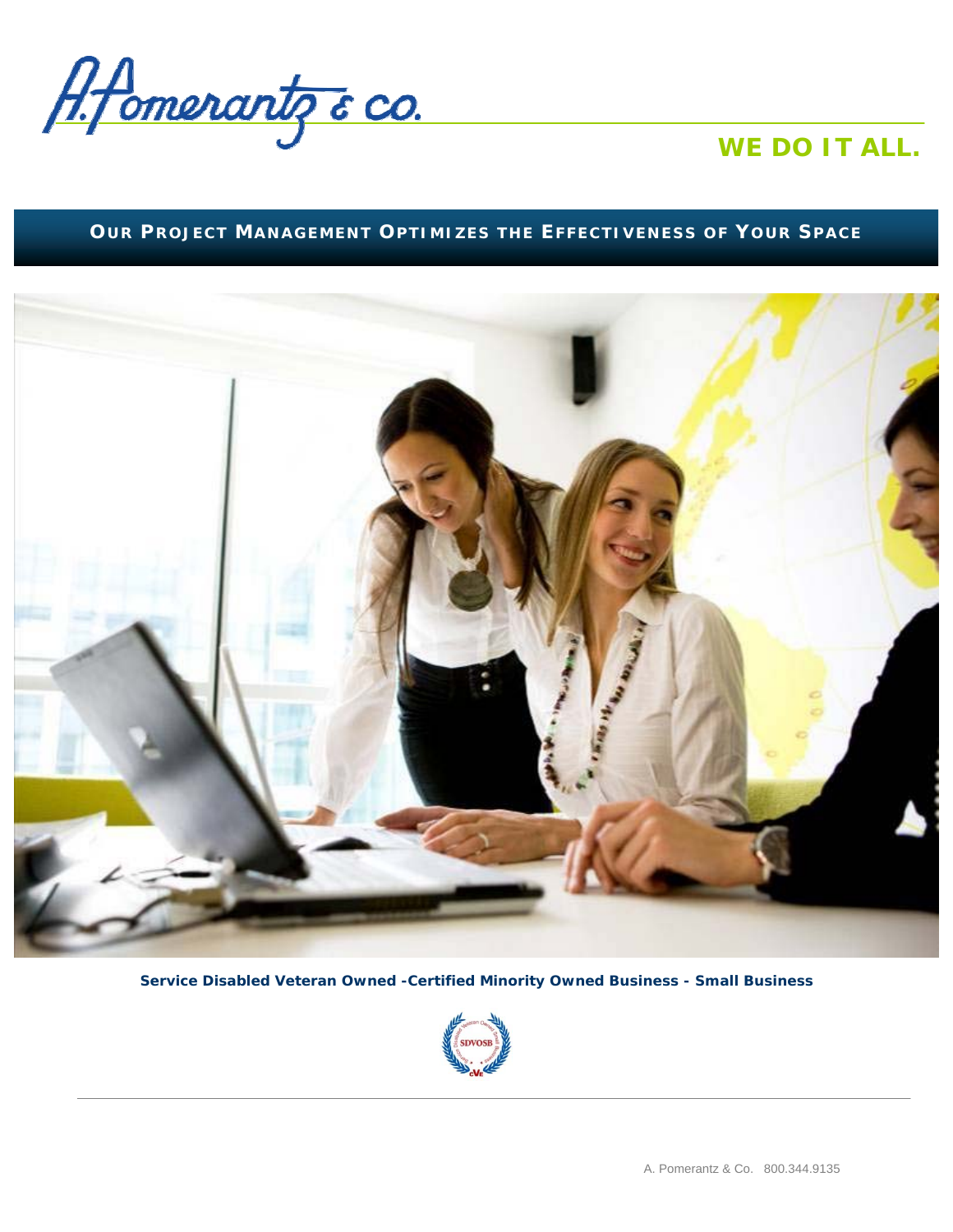A. Pomerantz & Co.

**WE DO IT ALL.**

## OUR PROJECT MANAGEMENT OPTIMIZES THE EFFECTIVENESS OF YOUR SPACE

**Service Disabled Veteran Owned -Certified Minority Owned Business - Small Business**

SDVOSB

A. Pomerantz & Co. 800.344.9135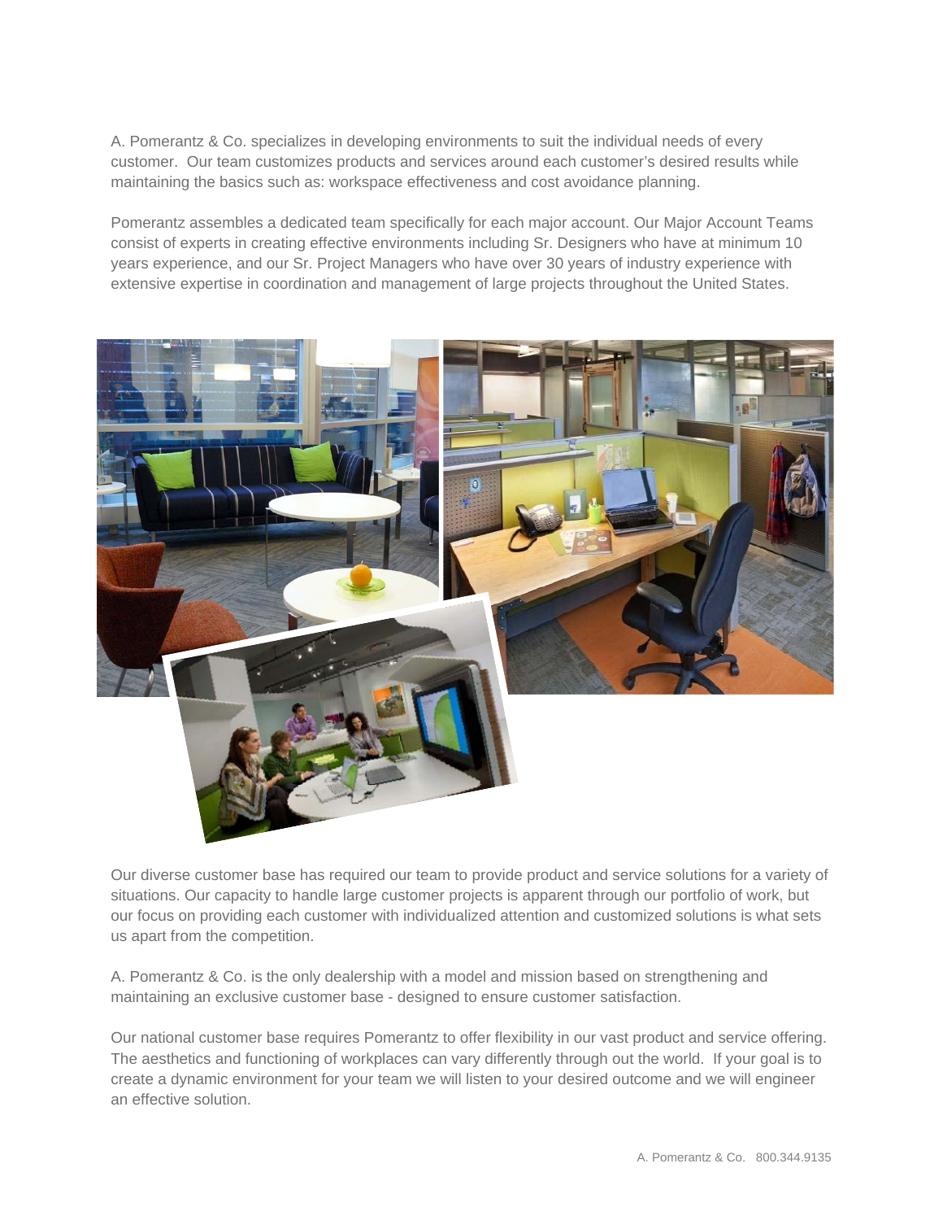A. Pomerantz & Co. specializes in developing environments to suit the individual needs of every customer. Our team customizes products and services around each customer's desired results while maintaining the basics such as: workspace effectiveness and cost avoidance planning.

Pomerantz assembles a dedicated team specifically for each major account. Our Major Account Teams consist of experts in creating effective environments including Sr. Designers who have at minimum 10 years experience, and our Sr. Project Managers who have over 30 years of industry experience with extensive expertise in coordination and management of large projects throughout the United States.

Our diverse customer base has required our team to provide product and service solutions for a variety of situations. Our capacity to handle large customer projects is apparent through our portfolio of work, but our focus on providing each customer with individualized attention and customized solutions is what sets us apart from the competition.

A. Pomerantz & Co. is the only dealership with a model and mission based on strengthening and maintaining an exclusive customer base - designed to ensure customer satisfaction.

Our national customer base requires Pomerantz to offer flexibility in our vast product and service offering. The aesthetics and functioning of workplaces can vary differently through out the world. If your goal is to create a dynamic environment for your team we will listen to your desired outcome and we will engineer an effective solution.

A. Pomerantz & Co. 800.344.9135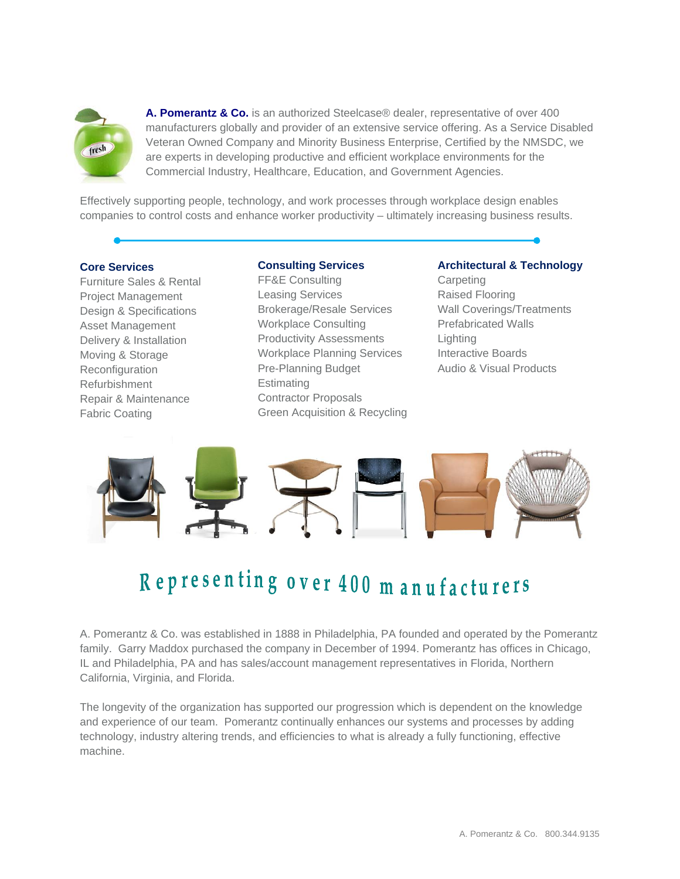**A. Pomerantz & Co.** is an authorized Steelcase® dealer, representative of over 400 manufacturers globally and provider of an extensive service offering. As a Service Disabled Veteran Owned Company and Minority Business Enterprise, Certified by the NMSDC, we are experts in developing productive and efficient workplace environments for the Commercial Industry, Healthcare, Education, and Government Agencies.

Effectively supporting people, technology, and work processes through workplace design enables companies to control costs and enhance worker productivity – ultimately increasing business results.

### Core Services

Furniture Sales & Rental
Project Management
Design & Specifications
Asset Management
Delivery & Installation
Moving & Storage
Reconfiguration
Refurbishment
Repair & Maintenance
Fabric Coating

### Consulting Services

FF&E Consulting
Leasing Services
Brokerage/Resale Services
Workplace Consulting
Productivity Assessments
Workplace Planning Services
Pre-Planning Budget
Estimating
Contractor Proposals
Green Acquisition & Recycling

### Architectural & Technology

Carpeting
Raised Flooring
Wall Coverings/Treatments
Prefabricated Walls
Lighting
Interactive Boards
Audio & Visual Products

## Representing over 400 manufacturers

A. Pomerantz & Co. was established in 1888 in Philadelphia, PA founded and operated by the Pomerantz family. Garry Maddox purchased the company in December of 1994. Pomerantz has offices in Chicago, IL and Philadelphia, PA and has sales/account management representatives in Florida, Northern California, Virginia, and Florida.

The longevity of the organization has supported our progression which is dependent on the knowledge and experience of our team. Pomerantz continually enhances our systems and processes by adding technology, industry altering trends, and efficiencies to what is already a fully functioning, effective machine.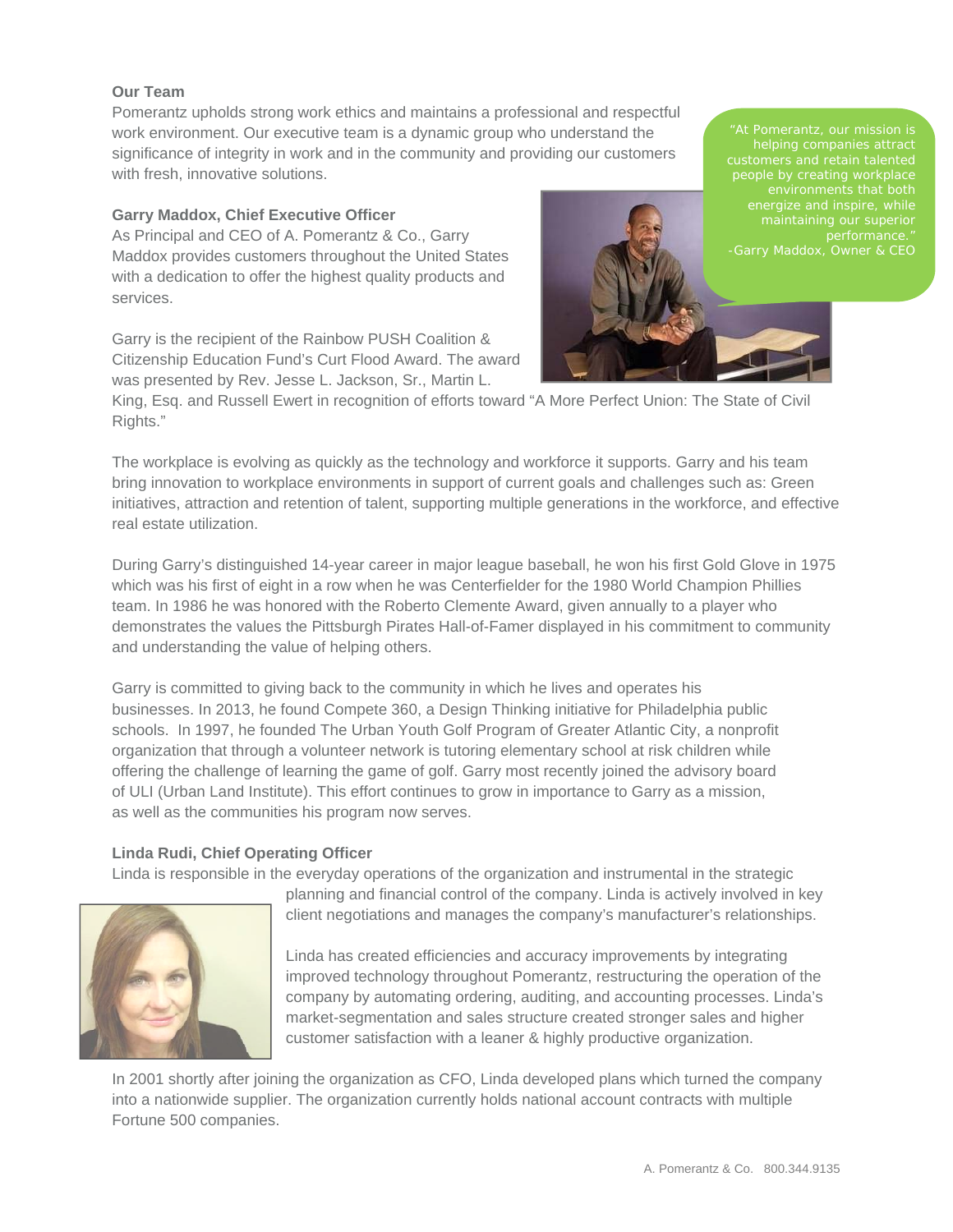### Our Team

Pomerantz upholds strong work ethics and maintains a professional and respectful work environment. Our executive team is a dynamic group who understand the significance of integrity in work and in the community and providing our customers with fresh, innovative solutions.

> "At Pomerantz, our mission is helping companies attract customers and retain talented people by creating workplace environments that both energize and inspire, while maintaining our superior performance."
> -Garry Maddox, Owner & CEO

### Garry Maddox, Chief Executive Officer

As Principal and CEO of A. Pomerantz & Co., Garry Maddox provides customers throughout the United States with a dedication to offer the highest quality products and services.

Garry is the recipient of the Rainbow PUSH Coalition & Citizenship Education Fund's Curt Flood Award. The award was presented by Rev. Jesse L. Jackson, Sr., Martin L. King, Esq. and Russell Ewert in recognition of efforts toward "A More Perfect Union: The State of Civil Rights."

The workplace is evolving as quickly as the technology and workforce it supports. Garry and his team bring innovation to workplace environments in support of current goals and challenges such as: Green initiatives, attraction and retention of talent, supporting multiple generations in the workforce, and effective real estate utilization.

During Garry's distinguished 14-year career in major league baseball, he won his first Gold Glove in 1975 which was his first of eight in a row when he was Centerfielder for the 1980 World Champion Phillies team. In 1986 he was honored with the Roberto Clemente Award, given annually to a player who demonstrates the values the Pittsburgh Pirates Hall-of-Famer displayed in his commitment to community and understanding the value of helping others.

Garry is committed to giving back to the community in which he lives and operates his businesses. In 2013, he found Compete 360, a Design Thinking initiative for Philadelphia public schools. In 1997, he founded The Urban Youth Golf Program of Greater Atlantic City, a nonprofit organization that through a volunteer network is tutoring elementary school at risk children while offering the challenge of learning the game of golf. Garry most recently joined the advisory board of ULI (Urban Land Institute). This effort continues to grow in importance to Garry as a mission, as well as the communities his program now serves.

### Linda Rudi, Chief Operating Officer

Linda is responsible in the everyday operations of the organization and instrumental in the strategic planning and financial control of the company. Linda is actively involved in key client negotiations and manages the company's manufacturer's relationships.

Linda has created efficiencies and accuracy improvements by integrating improved technology throughout Pomerantz, restructuring the operation of the company by automating ordering, auditing, and accounting processes. Linda's market-segmentation and sales structure created stronger sales and higher customer satisfaction with a leaner & highly productive organization.

In 2001 shortly after joining the organization as CFO, Linda developed plans which turned the company into a nationwide supplier. The organization currently holds national account contracts with multiple Fortune 500 companies.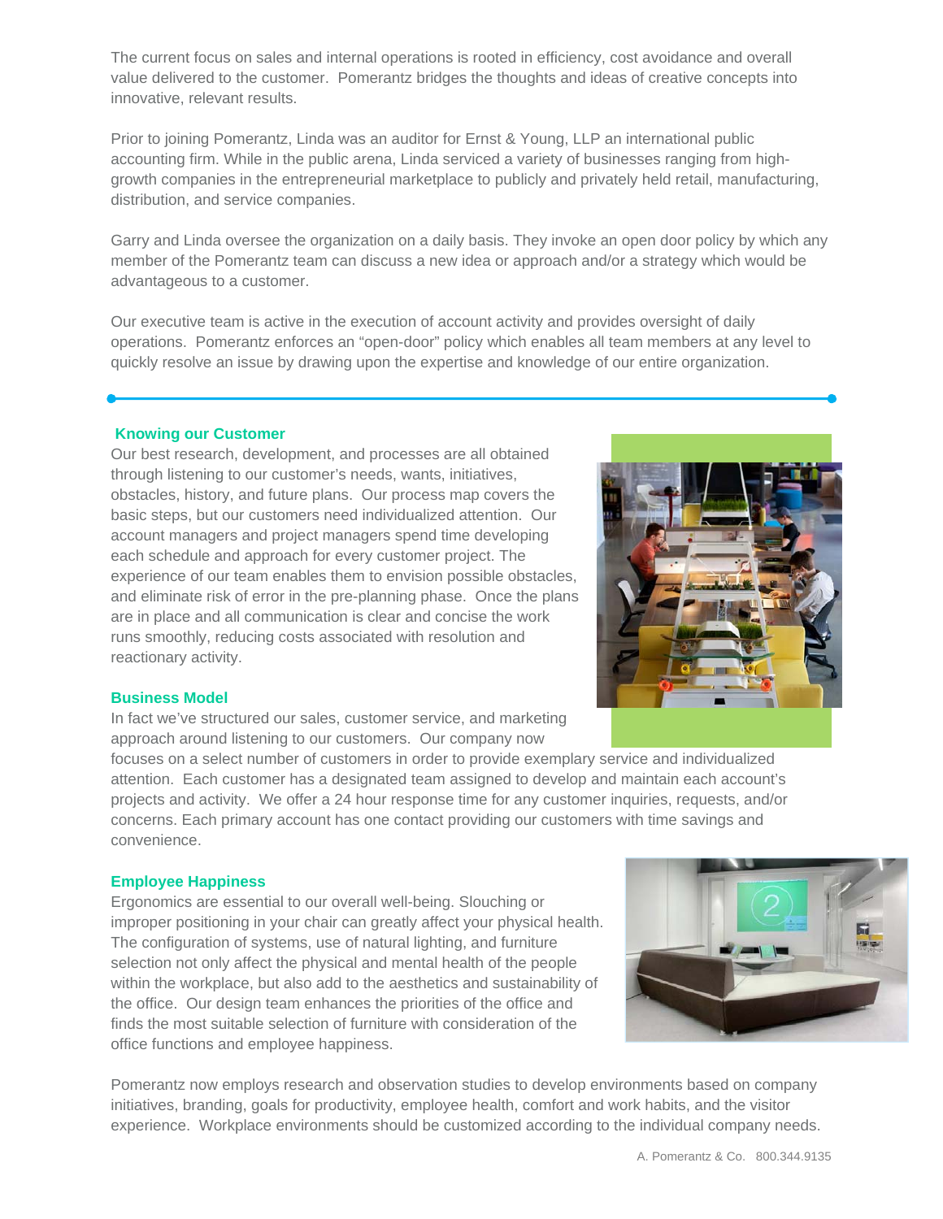The current focus on sales and internal operations is rooted in efficiency, cost avoidance and overall value delivered to the customer. Pomerantz bridges the thoughts and ideas of creative concepts into innovative, relevant results.

Prior to joining Pomerantz, Linda was an auditor for Ernst & Young, LLP an international public accounting firm. While in the public arena, Linda serviced a variety of businesses ranging from high-growth companies in the entrepreneurial marketplace to publicly and privately held retail, manufacturing, distribution, and service companies.

Garry and Linda oversee the organization on a daily basis. They invoke an open door policy by which any member of the Pomerantz team can discuss a new idea or approach and/or a strategy which would be advantageous to a customer.

Our executive team is active in the execution of account activity and provides oversight of daily operations. Pomerantz enforces an “open-door” policy which enables all team members at any level to quickly resolve an issue by drawing upon the expertise and knowledge of our entire organization.

---

### Knowing our Customer

Our best research, development, and processes are all obtained through listening to our customer’s needs, wants, initiatives, obstacles, history, and future plans. Our process map covers the basic steps, but our customers need individualized attention. Our account managers and project managers spend time developing each schedule and approach for every customer project. The experience of our team enables them to envision possible obstacles, and eliminate risk of error in the pre-planning phase. Once the plans are in place and all communication is clear and concise the work runs smoothly, reducing costs associated with resolution and reactionary activity.

### Business Model

In fact we’ve structured our sales, customer service, and marketing approach around listening to our customers. Our company now focuses on a select number of customers in order to provide exemplary service and individualized attention. Each customer has a designated team assigned to develop and maintain each account’s projects and activity. We offer a 24 hour response time for any customer inquiries, requests, and/or concerns. Each primary account has one contact providing our customers with time savings and convenience.

### Employee Happiness

Ergonomics are essential to our overall well-being. Slouching or improper positioning in your chair can greatly affect your physical health. The configuration of systems, use of natural lighting, and furniture selection not only affect the physical and mental health of the people within the workplace, but also add to the aesthetics and sustainability of the office. Our design team enhances the priorities of the office and finds the most suitable selection of furniture with consideration of the office functions and employee happiness.

Pomerantz now employs research and observation studies to develop environments based on company initiatives, branding, goals for productivity, employee health, comfort and work habits, and the visitor experience. Workplace environments should be customized according to the individual company needs.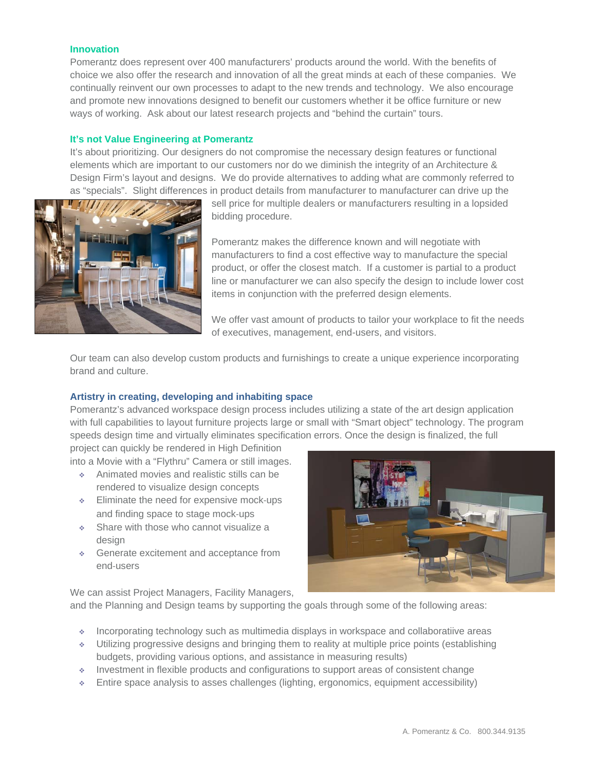### Innovation

Pomerantz does represent over 400 manufacturers' products around the world. With the benefits of choice we also offer the research and innovation of all the great minds at each of these companies. We continually reinvent our own processes to adapt to the new trends and technology. We also encourage and promote new innovations designed to benefit our customers whether it be office furniture or new ways of working. Ask about our latest research projects and "behind the curtain" tours.

### It's not Value Engineering at Pomerantz

It's about prioritizing. Our designers do not compromise the necessary design features or functional elements which are important to our customers nor do we diminish the integrity of an Architecture & Design Firm's layout and designs. We do provide alternatives to adding what are commonly referred to as "specials". Slight differences in product details from manufacturer to manufacturer can drive up the sell price for multiple dealers or manufacturers resulting in a lopsided bidding procedure.

Pomerantz makes the difference known and will negotiate with manufacturers to find a cost effective way to manufacture the special product, or offer the closest match. If a customer is partial to a product line or manufacturer we can also specify the design to include lower cost items in conjunction with the preferred design elements.

We offer vast amount of products to tailor your workplace to fit the needs of executives, management, end-users, and visitors.

Our team can also develop custom products and furnishings to create a unique experience incorporating brand and culture.

### Artistry in creating, developing and inhabiting space

Pomerantz's advanced workspace design process includes utilizing a state of the art design application with full capabilities to layout furniture projects large or small with "Smart object" technology. The program speeds design time and virtually eliminates specification errors. Once the design is finalized, the full project can quickly be rendered in High Definition into a Movie with a "Flythru" Camera or still images.

- Animated movies and realistic stills can be rendered to visualize design concepts
- Eliminate the need for expensive mock-ups and finding space to stage mock-ups
- Share with those who cannot visualize a design
- Generate excitement and acceptance from end-users

We can assist Project Managers, Facility Managers, and the Planning and Design teams by supporting the goals through some of the following areas:

- Incorporating technology such as multimedia displays in workspace and collaboratiive areas
- Utilizing progressive designs and bringing them to reality at multiple price points (establishing budgets, providing various options, and assistance in measuring results)
- Investment in flexible products and configurations to support areas of consistent change
- Entire space analysis to asses challenges (lighting, ergonomics, equipment accessibility)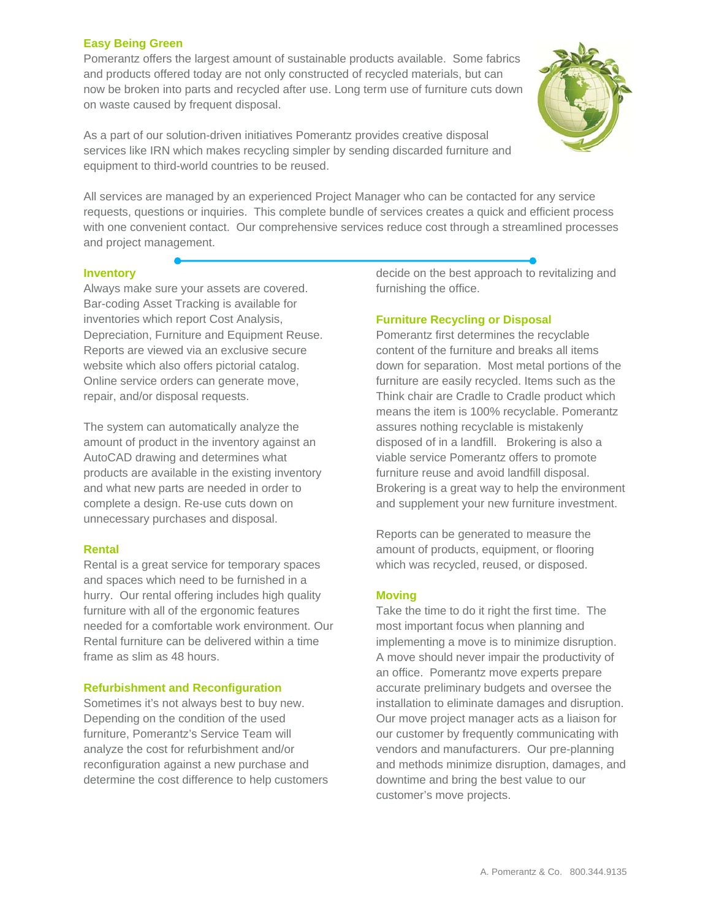## Easy Being Green

Pomerantz offers the largest amount of sustainable products available. Some fabrics and products offered today are not only constructed of recycled materials, but can now be broken into parts and recycled after use. Long term use of furniture cuts down on waste caused by frequent disposal.

As a part of our solution-driven initiatives Pomerantz provides creative disposal services like IRN which makes recycling simpler by sending discarded furniture and equipment to third-world countries to be reused.

All services are managed by an experienced Project Manager who can be contacted for any service requests, questions or inquiries. This complete bundle of services creates a quick and efficient process with one convenient contact. Our comprehensive services reduce cost through a streamlined processes and project management.

## Inventory

Always make sure your assets are covered. Bar-coding Asset Tracking is available for inventories which report Cost Analysis, Depreciation, Furniture and Equipment Reuse. Reports are viewed via an exclusive secure website which also offers pictorial catalog. Online service orders can generate move, repair, and/or disposal requests.

The system can automatically analyze the amount of product in the inventory against an AutoCAD drawing and determines what products are available in the existing inventory and what new parts are needed in order to complete a design. Re-use cuts down on unnecessary purchases and disposal.

## Rental

Rental is a great service for temporary spaces and spaces which need to be furnished in a hurry. Our rental offering includes high quality furniture with all of the ergonomic features needed for a comfortable work environment. Our Rental furniture can be delivered within a time frame as slim as 48 hours.

## Refurbishment and Reconfiguration

Sometimes it's not always best to buy new. Depending on the condition of the used furniture, Pomerantz's Service Team will analyze the cost for refurbishment and/or reconfiguration against a new purchase and determine the cost difference to help customers decide on the best approach to revitalizing and furnishing the office.

## Furniture Recycling or Disposal

Pomerantz first determines the recyclable content of the furniture and breaks all items down for separation. Most metal portions of the furniture are easily recycled. Items such as the Think chair are Cradle to Cradle product which means the item is 100% recyclable. Pomerantz assures nothing recyclable is mistakenly disposed of in a landfill. Brokering is also a viable service Pomerantz offers to promote furniture reuse and avoid landfill disposal. Brokering is a great way to help the environment and supplement your new furniture investment.

Reports can be generated to measure the amount of products, equipment, or flooring which was recycled, reused, or disposed.

## Moving

Take the time to do it right the first time. The most important focus when planning and implementing a move is to minimize disruption. A move should never impair the productivity of an office. Pomerantz move experts prepare accurate preliminary budgets and oversee the installation to eliminate damages and disruption. Our move project manager acts as a liaison for our customer by frequently communicating with vendors and manufacturers. Our pre-planning and methods minimize disruption, damages, and downtime and bring the best value to our customer's move projects.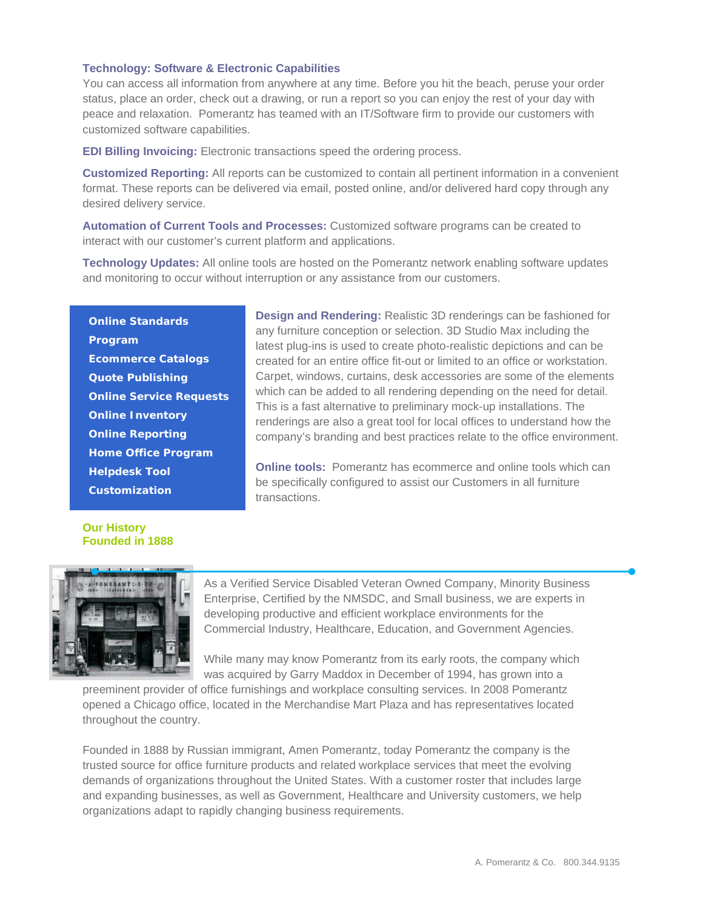## Technology: Software & Electronic Capabilities

You can access all information from anywhere at any time. Before you hit the beach, peruse your order status, place an order, check out a drawing, or run a report so you can enjoy the rest of your day with peace and relaxation. Pomerantz has teamed with an IT/Software firm to provide our customers with customized software capabilities.

**EDI Billing Invoicing:** Electronic transactions speed the ordering process.

**Customized Reporting:** All reports can be customized to contain all pertinent information in a convenient format. These reports can be delivered via email, posted online, and/or delivered hard copy through any desired delivery service.

**Automation of Current Tools and Processes:** Customized software programs can be created to interact with our customer's current platform and applications.

**Technology Updates:** All online tools are hosted on the Pomerantz network enabling software updates and monitoring to occur without interruption or any assistance from our customers.

- **Online Standards Program**
- **Ecommerce Catalogs**
- **Quote Publishing**
- **Online Service Requests**
- **Online Inventory**
- **Online Reporting**
- **Home Office Program**
- **Helpdesk Tool**
- **Customization**

**Design and Rendering:** Realistic 3D renderings can be fashioned for any furniture conception or selection. 3D Studio Max including the latest plug-ins is used to create photo-realistic depictions and can be created for an entire office fit-out or limited to an office or workstation. Carpet, windows, curtains, desk accessories are some of the elements which can be added to all rendering depending on the need for detail. This is a fast alternative to preliminary mock-up installations. The renderings are also a great tool for local offices to understand how the company's branding and best practices relate to the office environment.

**Online tools:** Pomerantz has ecommerce and online tools which can be specifically configured to assist our Customers in all furniture transactions.

## Our History
## Founded in 1888

As a Verified Service Disabled Veteran Owned Company, Minority Business Enterprise, Certified by the NMSDC, and Small business, we are experts in developing productive and efficient workplace environments for the Commercial Industry, Healthcare, Education, and Government Agencies.

While many may know Pomerantz from its early roots, the company which was acquired by Garry Maddox in December of 1994, has grown into a preeminent provider of office furnishings and workplace consulting services. In 2008 Pomerantz opened a Chicago office, located in the Merchandise Mart Plaza and has representatives located throughout the country.

Founded in 1888 by Russian immigrant, Amen Pomerantz, today Pomerantz the company is the trusted source for office furniture products and related workplace services that meet the evolving demands of organizations throughout the United States. With a customer roster that includes large and expanding businesses, as well as Government, Healthcare and University customers, we help organizations adapt to rapidly changing business requirements.